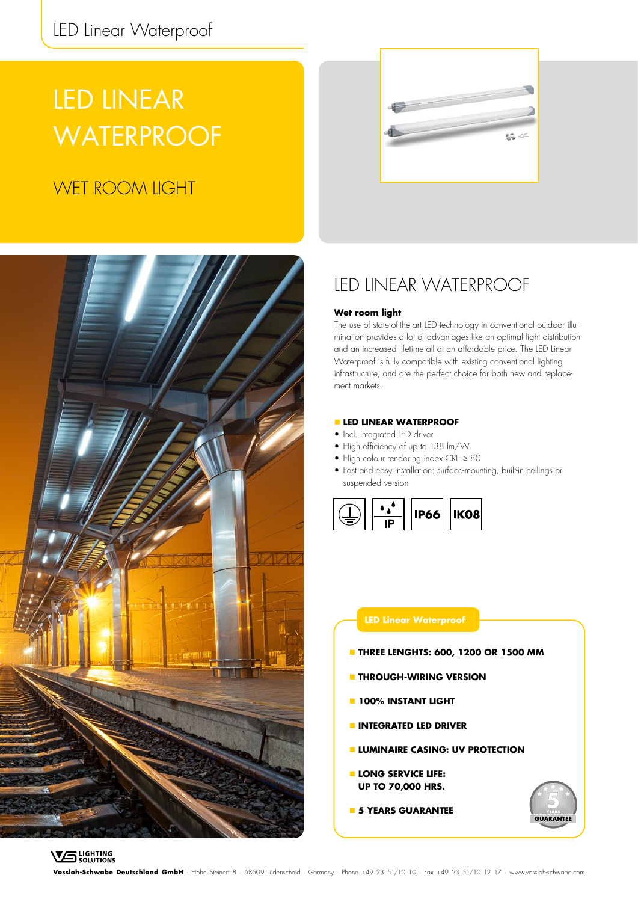# LED LINEAR WATERPROOF

## WET ROOM LIGHT

## LED LINEAR WATERPROOF

**Wet room light**

The use of state-of-the-art LED technology in conventional outdoor illumination provides a lot of advantages like an optimal light distribution and an increased lifetime all at an affordable price. The LED Linear Waterproof is fully compatible with existing conventional lighting infrastructure, and are the perfect choice for both new and replacement markets.

**LED LINEAR WATERPROOF**

- Incl. integrated LED driver
- High efficiency of up to 138 lm/W
- High colour rendering index CRI: ≥ 80
- Fast and easy installation: surface-mounting, built-in ceilings or suspended version

IP IP66 IK08

**LED Linear Waterproof**

- **THREE LENGHTS: 600, 1200 OR 1500 MM**
- **THROUGH-WIRING VERSION**
- **100% INSTANT LIGHT**
- **INTEGRATED LED DRIVER**
- **LUMINAIRE CASING: UV PROTECTION**
- **LONG SERVICE LIFE: UP TO 70,000 HRS.**
- **5 YEARS GUARANTEE**

5 YEARS GUARANTEE

**Vossloh-Schwabe Deutschland GmbH** · Hohe Steinert 8 · 58509 Lüdenscheid · Germany · Phone +49 23 51/10 10 · Fax +49 23 51/10 12 17 · www.vossloh-schwabe.com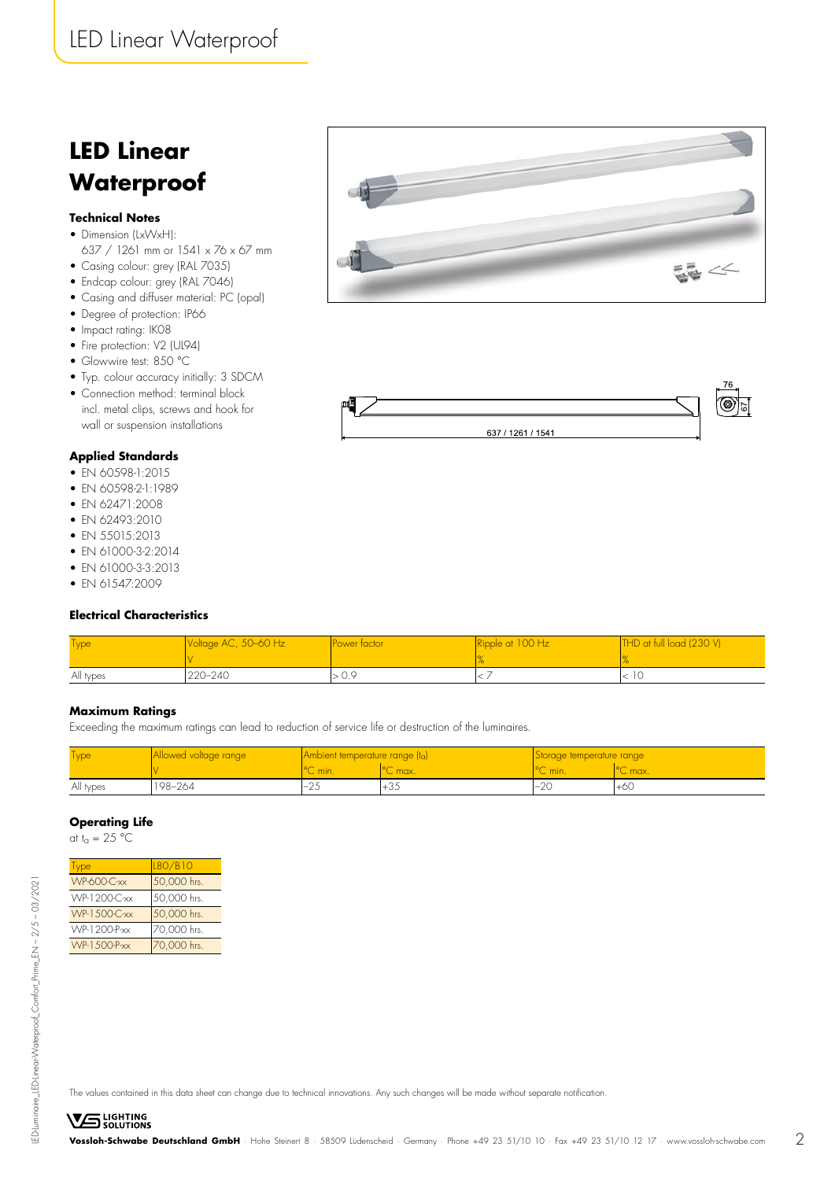# LED Linear Waterproof

### Technical Notes

- Dimension (LxWxH):
  637 / 1261 mm or 1541 x 76 x 67 mm
- Casing colour: grey (RAL 7035)
- Endcap colour: grey (RAL 7046)
- Casing and diffuser material: PC (opal)
- Degree of protection: IP66
- Impact rating: IK08
- Fire protection: V2 (UL94)
- Glowwire test: 850 °C
- Typ. colour accuracy initially: 3 SDCM
- Connection method: terminal block incl. metal clips, screws and hook for wall or suspension installations

### Applied Standards

- EN 60598-1:2015
- EN 60598-2-1:1989
- EN 62471:2008
- EN 62493:2010
- EN 55015:2013
- EN 61000-3-2:2014
- EN 61000-3-3:2013
- EN 61547:2009

76

67

637 / 1261 / 1541

### Electrical Characteristics

| Type | Voltage AC, 50–60 Hz | Power factor | Ripple at 100 Hz | THD at full load (230 V) |
|---|---|---|---|---|
| | V | | % | % |
| All types | 220–240 | > 0.9 | < 7 | < 10 |

### Maximum Ratings

Exceeding the maximum ratings can lead to reduction of service life or destruction of the luminaires.

| Type | Allowed voltage range | Ambient temperature range ($t_a$) | | Storage temperature range | |
|---|---|---|---|---|---|
| | V | °C min. | °C max. | °C min. | °C max. |
| All types | 198–264 | –25 | +35 | –20 | +60 |

### Operating Life

at $t_a$ = 25 °C

| Type | L80/B10 |
|---|---|
| WP-600-C-xx | 50,000 hrs. |
| WP-1200-C-xx | 50,000 hrs. |
| WP-1500-C-xx | 50,000 hrs. |
| WP-1200-P-xx | 70,000 hrs. |
| WP-1500-P-xx | 70,000 hrs. |

The values contained in this data sheet can change due to technical innovations. Any such changes will be made without separate notification.

**Vossloh-Schwabe Deutschland GmbH** · Hohe Steinert 8 · 58509 Lüdenscheid · Germany · Phone +49 23 51/10 10 · Fax +49 23 51/10 12 17 · www.vossloh-schwabe.com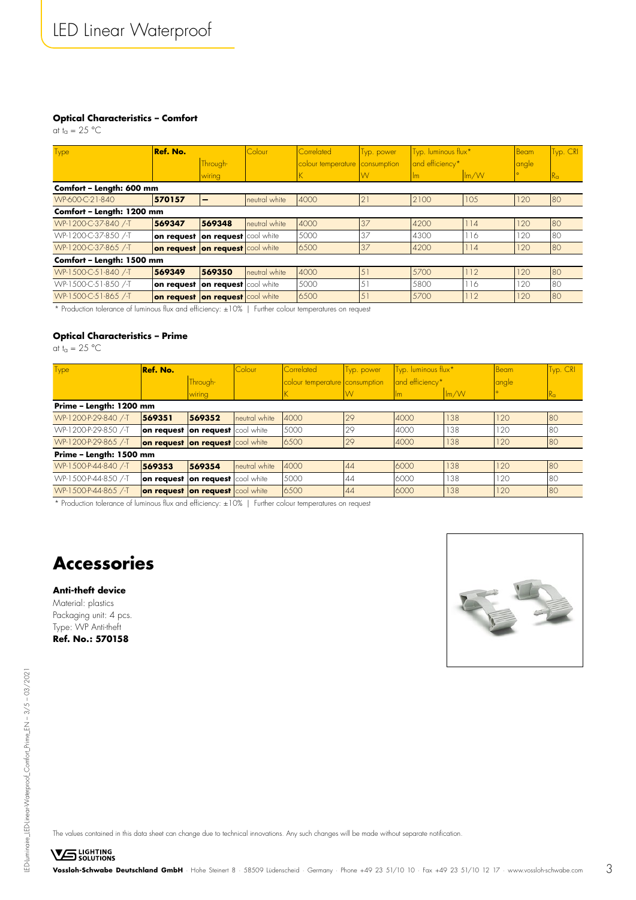# LED Linear Waterproof

### Optical Characteristics – Comfort

at $t_a$ = 25 °C

| Type | Ref. No. | | Colour | Correlated | Typ. power | Typ. luminous flux* | | Beam | Typ. CRI |
|---|---|---|---|---|---|---|---|---|---|
| | | Through-wiring | | colour temperature K | consumption W | and efficiency* lm | lm/W | angle ° | $R_a$ |
| **Comfort – Length: 600 mm** | | | | | | | | | |
| WP-600-C-21-840 | **570157** | **–** | neutral white | 4000 | 21 | 2100 | 105 | 120 | 80 |
| **Comfort – Length: 1200 mm** | | | | | | | | | |
| WP-1200-C-37-840 /-T | **569347** | **569348** | neutral white | 4000 | 37 | 4200 | 114 | 120 | 80 |
| WP-1200-C-37-850 /-T | **on request** | **on request** | cool white | 5000 | 37 | 4300 | 116 | 120 | 80 |
| WP-1200-C-37-865 /-T | **on request** | **on request** | cool white | 6500 | 37 | 4200 | 114 | 120 | 80 |
| **Comfort – Length: 1500 mm** | | | | | | | | | |
| WP-1500-C-51-840 /-T | **569349** | **569350** | neutral white | 4000 | 51 | 5700 | 112 | 120 | 80 |
| WP-1500-C-51-850 /-T | **on request** | **on request** | cool white | 5000 | 51 | 5800 | 116 | 120 | 80 |
| WP-1500-C-51-865 /-T | **on request** | **on request** | cool white | 6500 | 51 | 5700 | 112 | 120 | 80 |

\* Production tolerance of luminous flux and efficiency: ±10% | Further colour temperatures on request

### Optical Characteristics – Prime

at $t_a$ = 25 °C

| Type | Ref. No. | | Colour | Correlated | Typ. power | Typ. luminous flux* | | Beam | Typ. CRI |
|---|---|---|---|---|---|---|---|---|---|
| | | Through-wiring | | colour temperature K | consumption W | and efficiency* lm | lm/W | angle ° | $R_a$ |
| **Prime – Length: 1200 mm** | | | | | | | | | |
| WP-1200-P-29-840 /-T | **569351** | **569352** | neutral white | 4000 | 29 | 4000 | 138 | 120 | 80 |
| WP-1200-P-29-850 /-T | **on request** | **on request** | cool white | 5000 | 29 | 4000 | 138 | 120 | 80 |
| WP-1200-P-29-865 /-T | **on request** | **on request** | cool white | 6500 | 29 | 4000 | 138 | 120 | 80 |
| **Prime – Length: 1500 mm** | | | | | | | | | |
| WP-1500-P-44-840 /-T | **569353** | **569354** | neutral white | 4000 | 44 | 6000 | 138 | 120 | 80 |
| WP-1500-P-44-850 /-T | **on request** | **on request** | cool white | 5000 | 44 | 6000 | 138 | 120 | 80 |
| WP-1500-P-44-865 /-T | **on request** | **on request** | cool white | 6500 | 44 | 6000 | 138 | 120 | 80 |

\* Production tolerance of luminous flux and efficiency: ±10% | Further colour temperatures on request

## Accessories

**Anti-theft device**

Material: plastics
Packaging unit: 4 pcs.
Type: WP Anti-theft
**Ref. No.: 570158**

The values contained in this data sheet can change due to technical innovations. Any such changes will be made without separate notification.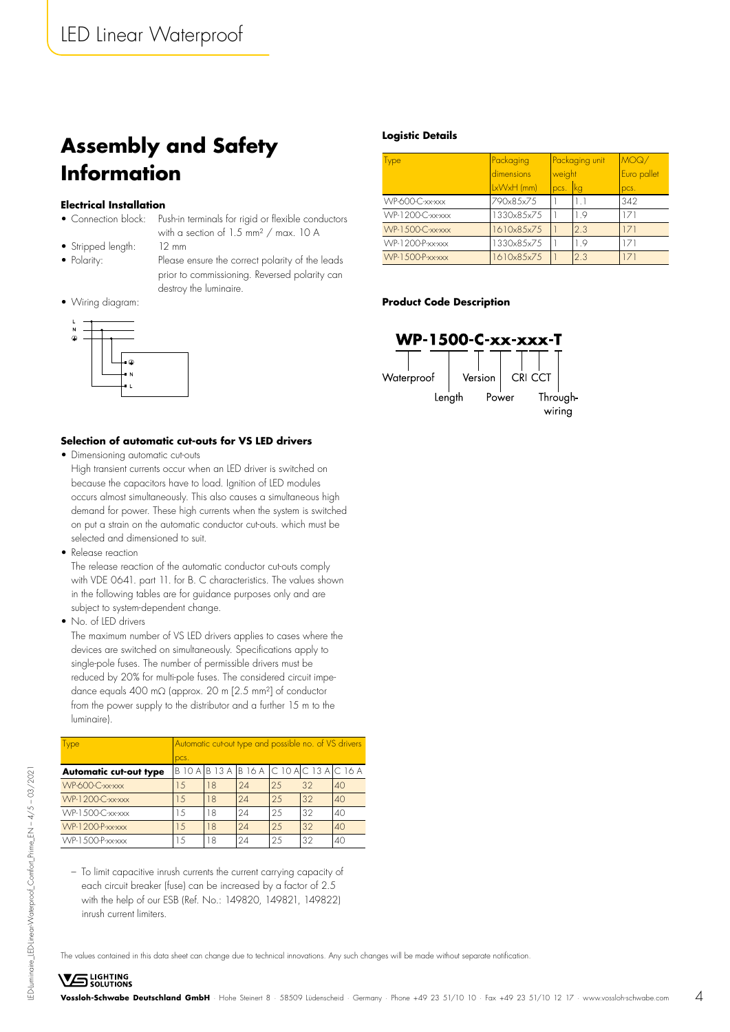# Assembly and Safety Information

### Electrical Installation

- Connection block: Push-in terminals for rigid or flexible conductors with a section of 1.5 mm² / max. 10 A
- Stripped length: 12 mm
- Polarity: Please ensure the correct polarity of the leads prior to commissioning. Reversed polarity can destroy the luminaire.
- Wiring diagram:

### Selection of automatic cut-outs for VS LED drivers

- Dimensioning automatic cut-outs

  High transient currents occur when an LED driver is switched on because the capacitors have to load. Ignition of LED modules occurs almost simultaneously. This also causes a simultaneous high demand for power. These high currents when the system is switched on put a strain on the automatic conductor cut-outs. which must be selected and dimensioned to suit.
- Release reaction

  The release reaction of the automatic conductor cut-outs comply with VDE 0641. part 11. for B. C characteristics. The values shown in the following tables are for guidance purposes only and are subject to system-dependent change.
- No. of LED drivers

  The maximum number of VS LED drivers applies to cases where the devices are switched on simultaneously. Specifications apply to single-pole fuses. The number of permissible drivers must be reduced by 20% for multi-pole fuses. The considered circuit impedance equals 400 mΩ (approx. 20 m [2.5 mm²] of conductor from the power supply to the distributor and a further 15 m to the luminaire).

| Type | Automatic cut-out type and possible no. of VS drivers | | | | | |
|---|---|---|---|---|---|---|
| | pcs. | | | | | |
| **Automatic cut-out type** | B 10 A | B 13 A | B 16 A | C 10 A | C 13 A | C 16 A |
| WP-600-C-xx-xxx | 15 | 18 | 24 | 25 | 32 | 40 |
| WP-1200-C-xx-xxx | 15 | 18 | 24 | 25 | 32 | 40 |
| WP-1500-C-xx-xxx | 15 | 18 | 24 | 25 | 32 | 40 |
| WP-1200-P-xx-xxx | 15 | 18 | 24 | 25 | 32 | 40 |
| WP-1500-P-xx-xxx | 15 | 18 | 24 | 25 | 32 | 40 |

– To limit capacitive inrush currents the current carrying capacity of each circuit breaker (fuse) can be increased by a factor of 2.5 with the help of our ESB (Ref. No.: 149820, 149821, 149822) inrush current limiters.

### Logistic Details

| Type | Packaging dimensions | Packaging unit weight | | MOQ/ Euro pallet |
|---|---|---|---|---|
| | LxWxH (mm) | pcs. | kg | pcs. |
| WP-600-C-xx-xxx | 790x85x75 | 1 | 1.1 | 342 |
| WP-1200-C-xx-xxx | 1330x85x75 | 1 | 1.9 | 171 |
| WP-1500-C-xx-xxx | 1610x85x75 | 1 | 2.3 | 171 |
| WP-1200-P-xx-xxx | 1330x85x75 | 1 | 1.9 | 171 |
| WP-1500-P-xx-xxx | 1610x85x75 | 1 | 2.3 | 171 |

### Product Code Description

**WP-1500-C-xx-xxx-T**

- WP: Waterproof
- 1500: Length
- C: Version
- xx: Power
- xxx: CRI, CCT
- T: Through-wiring

The values contained in this data sheet can change due to technical innovations. Any such changes will be made without separate notification.

**Vossloh-Schwabe Deutschland GmbH** · Hohe Steinert 8 · 58509 Lüdenscheid · Germany · Phone +49 23 51/10 10 · Fax +49 23 51/10 12 17 · www.vossloh-schwabe.com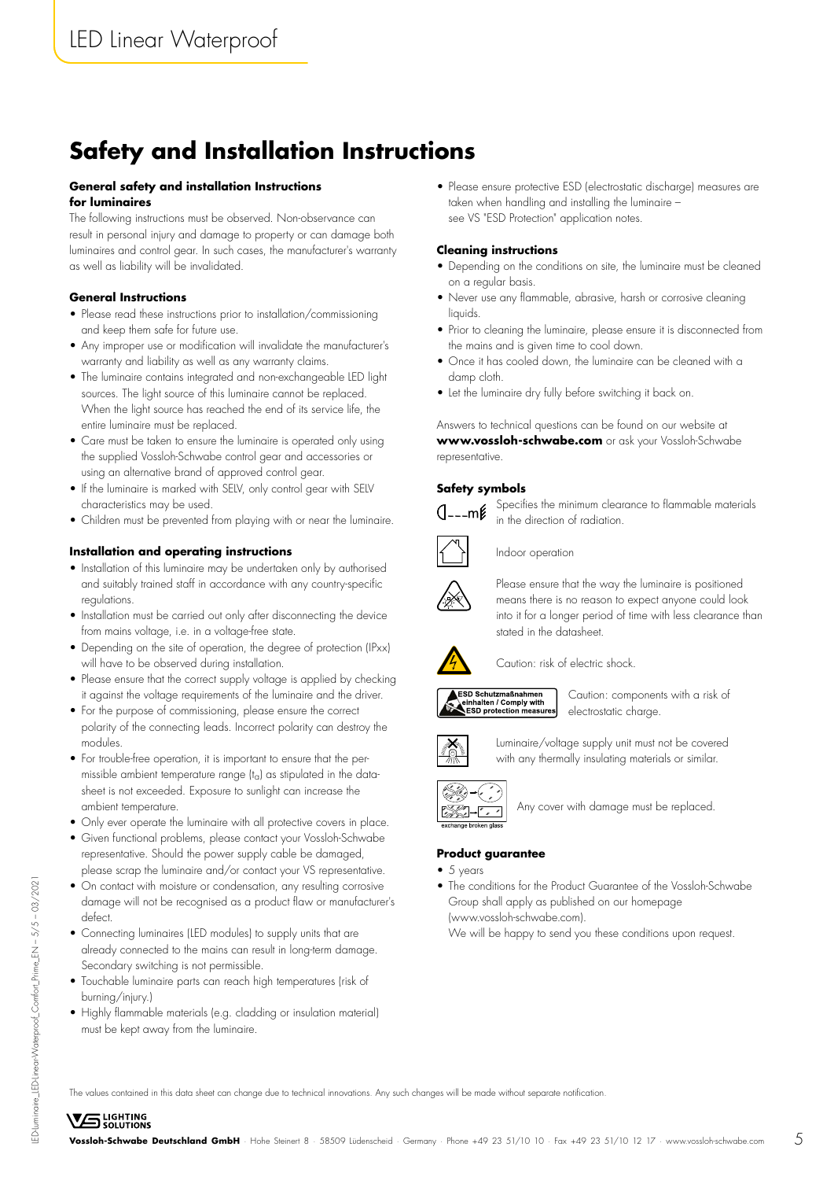# Safety and Installation Instructions

**General safety and installation Instructions for luminaires**

The following instructions must be observed. Non-observance can result in personal injury and damage to property or can damage both luminaires and control gear. In such cases, the manufacturer's warranty as well as liability will be invalidated.

**General Instructions**

- Please read these instructions prior to installation/commissioning and keep them safe for future use.
- Any improper use or modification will invalidate the manufacturer's warranty and liability as well as any warranty claims.
- The luminaire contains integrated and non-exchangeable LED light sources. The light source of this luminaire cannot be replaced. When the light source has reached the end of its service life, the entire luminaire must be replaced.
- Care must be taken to ensure the luminaire is operated only using the supplied Vossloh-Schwabe control gear and accessories or using an alternative brand of approved control gear.
- If the luminaire is marked with SELV, only control gear with SELV characteristics may be used.
- Children must be prevented from playing with or near the luminaire.

**Installation and operating instructions**

- Installation of this luminaire may be undertaken only by authorised and suitably trained staff in accordance with any country-specific regulations.
- Installation must be carried out only after disconnecting the device from mains voltage, i.e. in a voltage-free state.
- Depending on the site of operation, the degree of protection (IPxx) will have to be observed during installation.
- Please ensure that the correct supply voltage is applied by checking it against the voltage requirements of the luminaire and the driver.
- For the purpose of commissioning, please ensure the correct polarity of the connecting leads. Incorrect polarity can destroy the modules.
- For trouble-free operation, it is important to ensure that the permissible ambient temperature range ($t_a$) as stipulated in the datasheet is not exceeded. Exposure to sunlight can increase the ambient temperature.
- Only ever operate the luminaire with all protective covers in place.
- Given functional problems, please contact your Vossloh-Schwabe representative. Should the power supply cable be damaged, please scrap the luminaire and/or contact your VS representative.
- On contact with moisture or condensation, any resulting corrosive damage will not be recognised as a product flaw or manufacturer's defect.
- Connecting luminaires (LED modules) to supply units that are already connected to the mains can result in long-term damage. Secondary switching is not permissible.
- Touchable luminaire parts can reach high temperatures (risk of burning/injury.)
- Highly flammable materials (e.g. cladding or insulation material) must be kept away from the luminaire.
- Please ensure protective ESD (electrostatic discharge) measures are taken when handling and installing the luminaire – see VS "ESD Protection" application notes.

**Cleaning instructions**

- Depending on the conditions on site, the luminaire must be cleaned on a regular basis.
- Never use any flammable, abrasive, harsh or corrosive cleaning liquids.
- Prior to cleaning the luminaire, please ensure it is disconnected from the mains and is given time to cool down.
- Once it has cooled down, the luminaire can be cleaned with a damp cloth.
- Let the luminaire dry fully before switching it back on.

Answers to technical questions can be found on our website at **www.vossloh-schwabe.com** or ask your Vossloh-Schwabe representative.

**Safety symbols**

Specifies the minimum clearance to flammable materials in the direction of radiation.

Indoor operation

Please ensure that the way the luminaire is positioned means there is no reason to expect anyone could look into it for a longer period of time with less clearance than stated in the datasheet.

Caution: risk of electric shock.

ESD Schutzmaßnahmen einhalten / Comply with ESD protection measures

Caution: components with a risk of electrostatic charge.

Luminaire/voltage supply unit must not be covered with any thermally insulating materials or similar.

exchange broken glass

Any cover with damage must be replaced.

**Product guarantee**

- 5 years
- The conditions for the Product Guarantee of the Vossloh-Schwabe Group shall apply as published on our homepage (www.vossloh-schwabe.com).
  We will be happy to send you these conditions upon request.

The values contained in this data sheet can change due to technical innovations. Any such changes will be made without separate notification.

**Vossloh-Schwabe Deutschland GmbH** · Hohe Steinert 8 · 58509 Lüdenscheid · Germany · Phone +49 23 51/10 10 · Fax +49 23 51/10 12 17 · www.vossloh-schwabe.com